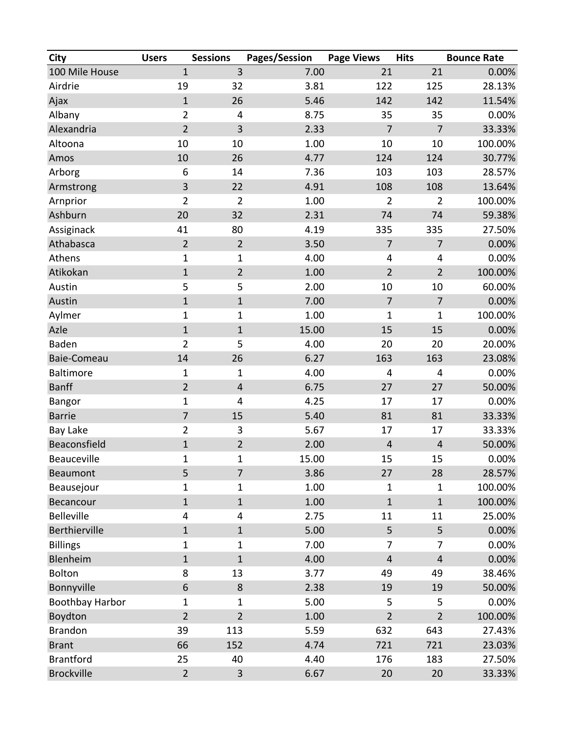| City | Users | Sessions | Pages/Session | Page Views | Hits | Bounce Rate |
|---|---|---|---|---|---|---|
| 100 Mile House | 1 | 3 | 7.00 | 21 | 21 | 0.00% |
| Airdrie | 19 | 32 | 3.81 | 122 | 125 | 28.13% |
| Ajax | 1 | 26 | 5.46 | 142 | 142 | 11.54% |
| Albany | 2 | 4 | 8.75 | 35 | 35 | 0.00% |
| Alexandria | 2 | 3 | 2.33 | 7 | 7 | 33.33% |
| Altoona | 10 | 10 | 1.00 | 10 | 10 | 100.00% |
| Amos | 10 | 26 | 4.77 | 124 | 124 | 30.77% |
| Arborg | 6 | 14 | 7.36 | 103 | 103 | 28.57% |
| Armstrong | 3 | 22 | 4.91 | 108 | 108 | 13.64% |
| Arnprior | 2 | 2 | 1.00 | 2 | 2 | 100.00% |
| Ashburn | 20 | 32 | 2.31 | 74 | 74 | 59.38% |
| Assiginack | 41 | 80 | 4.19 | 335 | 335 | 27.50% |
| Athabasca | 2 | 2 | 3.50 | 7 | 7 | 0.00% |
| Athens | 1 | 1 | 4.00 | 4 | 4 | 0.00% |
| Atikokan | 1 | 2 | 1.00 | 2 | 2 | 100.00% |
| Austin | 5 | 5 | 2.00 | 10 | 10 | 60.00% |
| Austin | 1 | 1 | 7.00 | 7 | 7 | 0.00% |
| Aylmer | 1 | 1 | 1.00 | 1 | 1 | 100.00% |
| Azle | 1 | 1 | 15.00 | 15 | 15 | 0.00% |
| Baden | 2 | 5 | 4.00 | 20 | 20 | 20.00% |
| Baie-Comeau | 14 | 26 | 6.27 | 163 | 163 | 23.08% |
| Baltimore | 1 | 1 | 4.00 | 4 | 4 | 0.00% |
| Banff | 2 | 4 | 6.75 | 27 | 27 | 50.00% |
| Bangor | 1 | 4 | 4.25 | 17 | 17 | 0.00% |
| Barrie | 7 | 15 | 5.40 | 81 | 81 | 33.33% |
| Bay Lake | 2 | 3 | 5.67 | 17 | 17 | 33.33% |
| Beaconsfield | 1 | 2 | 2.00 | 4 | 4 | 50.00% |
| Beauceville | 1 | 1 | 15.00 | 15 | 15 | 0.00% |
| Beaumont | 5 | 7 | 3.86 | 27 | 28 | 28.57% |
| Beausejour | 1 | 1 | 1.00 | 1 | 1 | 100.00% |
| Becancour | 1 | 1 | 1.00 | 1 | 1 | 100.00% |
| Belleville | 4 | 4 | 2.75 | 11 | 11 | 25.00% |
| Berthierville | 1 | 1 | 5.00 | 5 | 5 | 0.00% |
| Billings | 1 | 1 | 7.00 | 7 | 7 | 0.00% |
| Blenheim | 1 | 1 | 4.00 | 4 | 4 | 0.00% |
| Bolton | 8 | 13 | 3.77 | 49 | 49 | 38.46% |
| Bonnyville | 6 | 8 | 2.38 | 19 | 19 | 50.00% |
| Boothbay Harbor | 1 | 1 | 5.00 | 5 | 5 | 0.00% |
| Boydton | 2 | 2 | 1.00 | 2 | 2 | 100.00% |
| Brandon | 39 | 113 | 5.59 | 632 | 643 | 27.43% |
| Brant | 66 | 152 | 4.74 | 721 | 721 | 23.03% |
| Brantford | 25 | 40 | 4.40 | 176 | 183 | 27.50% |
| Brockville | 2 | 3 | 6.67 | 20 | 20 | 33.33% |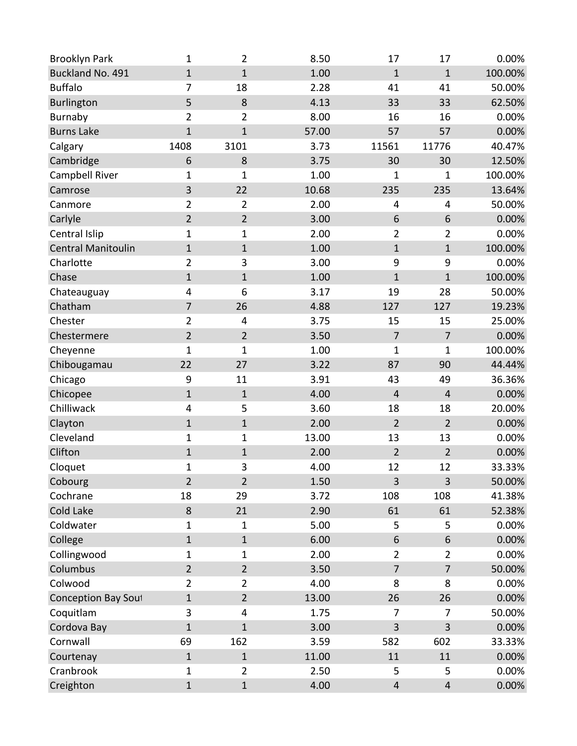| | | | | | | |
|---|---|---|---|---|---|---|
| Brooklyn Park | 1 | 2 | 8.50 | 17 | 17 | 0.00% |
| Buckland No. 491 | 1 | 1 | 1.00 | 1 | 1 | 100.00% |
| Buffalo | 7 | 18 | 2.28 | 41 | 41 | 50.00% |
| Burlington | 5 | 8 | 4.13 | 33 | 33 | 62.50% |
| Burnaby | 2 | 2 | 8.00 | 16 | 16 | 0.00% |
| Burns Lake | 1 | 1 | 57.00 | 57 | 57 | 0.00% |
| Calgary | 1408 | 3101 | 3.73 | 11561 | 11776 | 40.47% |
| Cambridge | 6 | 8 | 3.75 | 30 | 30 | 12.50% |
| Campbell River | 1 | 1 | 1.00 | 1 | 1 | 100.00% |
| Camrose | 3 | 22 | 10.68 | 235 | 235 | 13.64% |
| Canmore | 2 | 2 | 2.00 | 4 | 4 | 50.00% |
| Carlyle | 2 | 2 | 3.00 | 6 | 6 | 0.00% |
| Central Islip | 1 | 1 | 2.00 | 2 | 2 | 0.00% |
| Central Manitoulin | 1 | 1 | 1.00 | 1 | 1 | 100.00% |
| Charlotte | 2 | 3 | 3.00 | 9 | 9 | 0.00% |
| Chase | 1 | 1 | 1.00 | 1 | 1 | 100.00% |
| Chateauguay | 4 | 6 | 3.17 | 19 | 28 | 50.00% |
| Chatham | 7 | 26 | 4.88 | 127 | 127 | 19.23% |
| Chester | 2 | 4 | 3.75 | 15 | 15 | 25.00% |
| Chestermere | 2 | 2 | 3.50 | 7 | 7 | 0.00% |
| Cheyenne | 1 | 1 | 1.00 | 1 | 1 | 100.00% |
| Chibougamau | 22 | 27 | 3.22 | 87 | 90 | 44.44% |
| Chicago | 9 | 11 | 3.91 | 43 | 49 | 36.36% |
| Chicopee | 1 | 1 | 4.00 | 4 | 4 | 0.00% |
| Chilliwack | 4 | 5 | 3.60 | 18 | 18 | 20.00% |
| Clayton | 1 | 1 | 2.00 | 2 | 2 | 0.00% |
| Cleveland | 1 | 1 | 13.00 | 13 | 13 | 0.00% |
| Clifton | 1 | 1 | 2.00 | 2 | 2 | 0.00% |
| Cloquet | 1 | 3 | 4.00 | 12 | 12 | 33.33% |
| Cobourg | 2 | 2 | 1.50 | 3 | 3 | 50.00% |
| Cochrane | 18 | 29 | 3.72 | 108 | 108 | 41.38% |
| Cold Lake | 8 | 21 | 2.90 | 61 | 61 | 52.38% |
| Coldwater | 1 | 1 | 5.00 | 5 | 5 | 0.00% |
| College | 1 | 1 | 6.00 | 6 | 6 | 0.00% |
| Collingwood | 1 | 1 | 2.00 | 2 | 2 | 0.00% |
| Columbus | 2 | 2 | 3.50 | 7 | 7 | 50.00% |
| Colwood | 2 | 2 | 4.00 | 8 | 8 | 0.00% |
| Conception Bay Sout | 1 | 2 | 13.00 | 26 | 26 | 0.00% |
| Coquitlam | 3 | 4 | 1.75 | 7 | 7 | 50.00% |
| Cordova Bay | 1 | 1 | 3.00 | 3 | 3 | 0.00% |
| Cornwall | 69 | 162 | 3.59 | 582 | 602 | 33.33% |
| Courtenay | 1 | 1 | 11.00 | 11 | 11 | 0.00% |
| Cranbrook | 1 | 2 | 2.50 | 5 | 5 | 0.00% |
| Creighton | 1 | 1 | 4.00 | 4 | 4 | 0.00% |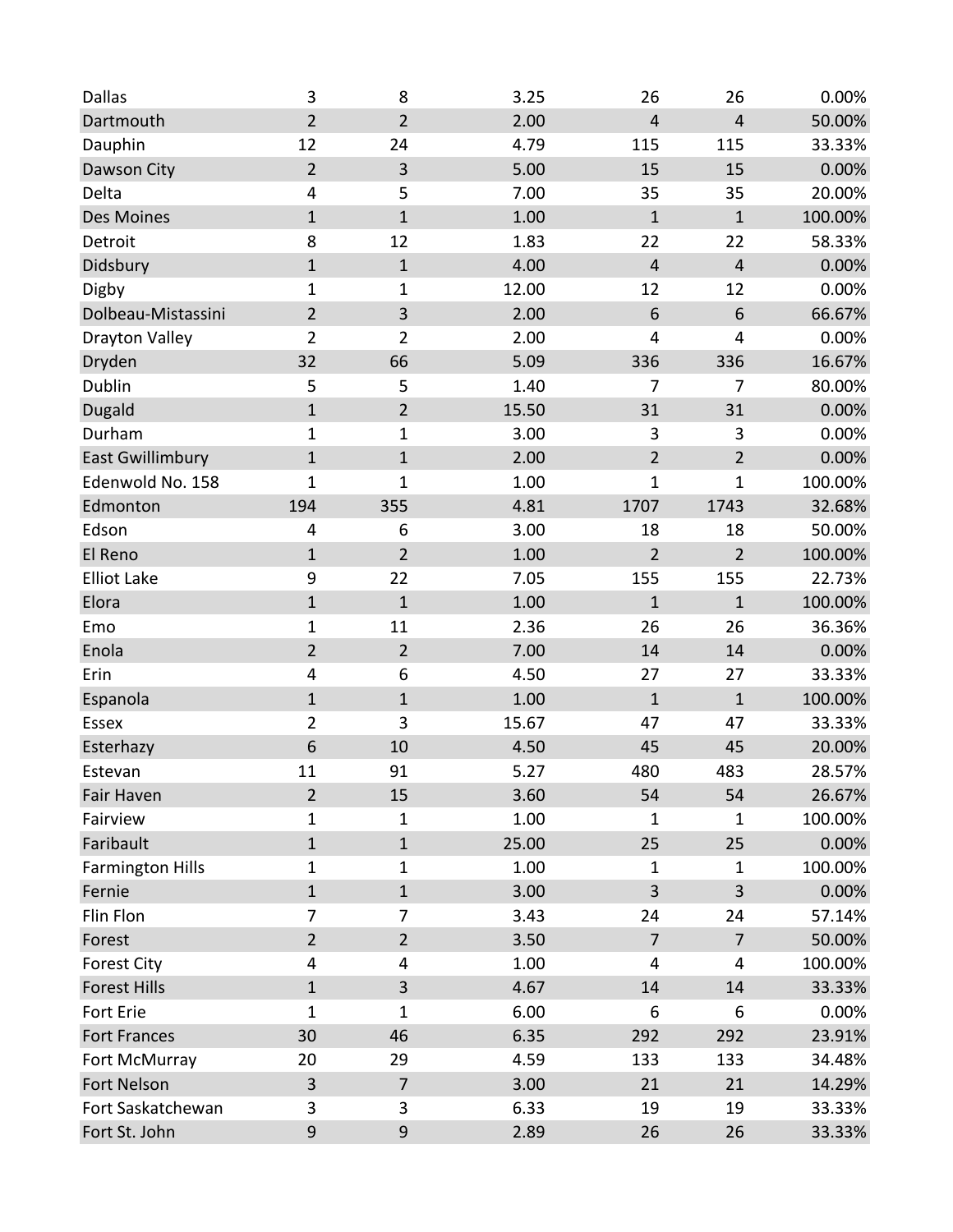| | | | | | | |
|---|---|---|---|---|---|---|
| Dallas | 3 | 8 | 3.25 | 26 | 26 | 0.00% |
| Dartmouth | 2 | 2 | 2.00 | 4 | 4 | 50.00% |
| Dauphin | 12 | 24 | 4.79 | 115 | 115 | 33.33% |
| Dawson City | 2 | 3 | 5.00 | 15 | 15 | 0.00% |
| Delta | 4 | 5 | 7.00 | 35 | 35 | 20.00% |
| Des Moines | 1 | 1 | 1.00 | 1 | 1 | 100.00% |
| Detroit | 8 | 12 | 1.83 | 22 | 22 | 58.33% |
| Didsbury | 1 | 1 | 4.00 | 4 | 4 | 0.00% |
| Digby | 1 | 1 | 12.00 | 12 | 12 | 0.00% |
| Dolbeau-Mistassini | 2 | 3 | 2.00 | 6 | 6 | 66.67% |
| Drayton Valley | 2 | 2 | 2.00 | 4 | 4 | 0.00% |
| Dryden | 32 | 66 | 5.09 | 336 | 336 | 16.67% |
| Dublin | 5 | 5 | 1.40 | 7 | 7 | 80.00% |
| Dugald | 1 | 2 | 15.50 | 31 | 31 | 0.00% |
| Durham | 1 | 1 | 3.00 | 3 | 3 | 0.00% |
| East Gwillimbury | 1 | 1 | 2.00 | 2 | 2 | 0.00% |
| Edenwold No. 158 | 1 | 1 | 1.00 | 1 | 1 | 100.00% |
| Edmonton | 194 | 355 | 4.81 | 1707 | 1743 | 32.68% |
| Edson | 4 | 6 | 3.00 | 18 | 18 | 50.00% |
| El Reno | 1 | 2 | 1.00 | 2 | 2 | 100.00% |
| Elliot Lake | 9 | 22 | 7.05 | 155 | 155 | 22.73% |
| Elora | 1 | 1 | 1.00 | 1 | 1 | 100.00% |
| Emo | 1 | 11 | 2.36 | 26 | 26 | 36.36% |
| Enola | 2 | 2 | 7.00 | 14 | 14 | 0.00% |
| Erin | 4 | 6 | 4.50 | 27 | 27 | 33.33% |
| Espanola | 1 | 1 | 1.00 | 1 | 1 | 100.00% |
| Essex | 2 | 3 | 15.67 | 47 | 47 | 33.33% |
| Esterhazy | 6 | 10 | 4.50 | 45 | 45 | 20.00% |
| Estevan | 11 | 91 | 5.27 | 480 | 483 | 28.57% |
| Fair Haven | 2 | 15 | 3.60 | 54 | 54 | 26.67% |
| Fairview | 1 | 1 | 1.00 | 1 | 1 | 100.00% |
| Faribault | 1 | 1 | 25.00 | 25 | 25 | 0.00% |
| Farmington Hills | 1 | 1 | 1.00 | 1 | 1 | 100.00% |
| Fernie | 1 | 1 | 3.00 | 3 | 3 | 0.00% |
| Flin Flon | 7 | 7 | 3.43 | 24 | 24 | 57.14% |
| Forest | 2 | 2 | 3.50 | 7 | 7 | 50.00% |
| Forest City | 4 | 4 | 1.00 | 4 | 4 | 100.00% |
| Forest Hills | 1 | 3 | 4.67 | 14 | 14 | 33.33% |
| Fort Erie | 1 | 1 | 6.00 | 6 | 6 | 0.00% |
| Fort Frances | 30 | 46 | 6.35 | 292 | 292 | 23.91% |
| Fort McMurray | 20 | 29 | 4.59 | 133 | 133 | 34.48% |
| Fort Nelson | 3 | 7 | 3.00 | 21 | 21 | 14.29% |
| Fort Saskatchewan | 3 | 3 | 6.33 | 19 | 19 | 33.33% |
| Fort St. John | 9 | 9 | 2.89 | 26 | 26 | 33.33% |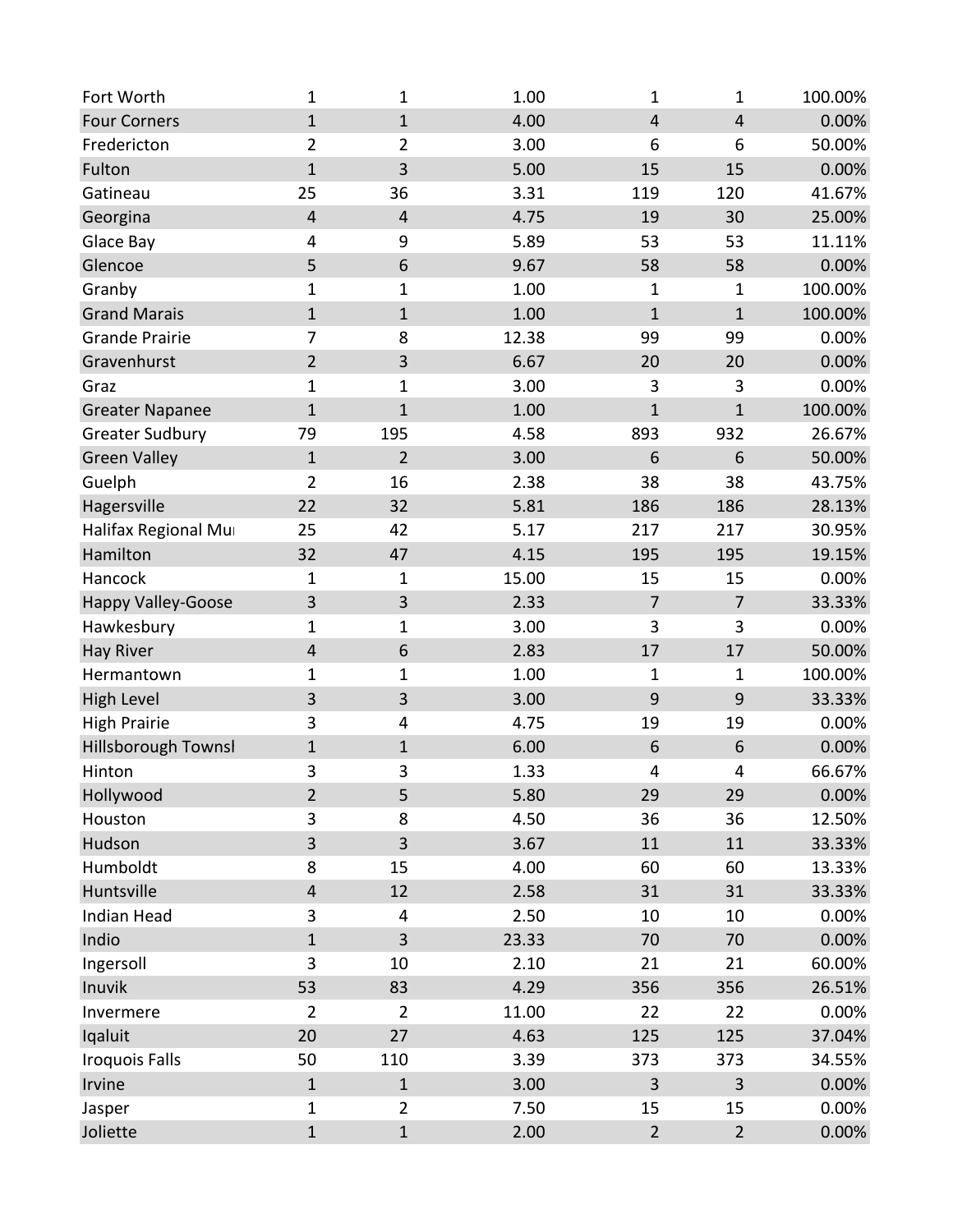| | | | | | | |
|---|---|---|---|---|---|---|
| Fort Worth | 1 | 1 | 1.00 | 1 | 1 | 100.00% |
| Four Corners | 1 | 1 | 4.00 | 4 | 4 | 0.00% |
| Fredericton | 2 | 2 | 3.00 | 6 | 6 | 50.00% |
| Fulton | 1 | 3 | 5.00 | 15 | 15 | 0.00% |
| Gatineau | 25 | 36 | 3.31 | 119 | 120 | 41.67% |
| Georgina | 4 | 4 | 4.75 | 19 | 30 | 25.00% |
| Glace Bay | 4 | 9 | 5.89 | 53 | 53 | 11.11% |
| Glencoe | 5 | 6 | 9.67 | 58 | 58 | 0.00% |
| Granby | 1 | 1 | 1.00 | 1 | 1 | 100.00% |
| Grand Marais | 1 | 1 | 1.00 | 1 | 1 | 100.00% |
| Grande Prairie | 7 | 8 | 12.38 | 99 | 99 | 0.00% |
| Gravenhurst | 2 | 3 | 6.67 | 20 | 20 | 0.00% |
| Graz | 1 | 1 | 3.00 | 3 | 3 | 0.00% |
| Greater Napanee | 1 | 1 | 1.00 | 1 | 1 | 100.00% |
| Greater Sudbury | 79 | 195 | 4.58 | 893 | 932 | 26.67% |
| Green Valley | 1 | 2 | 3.00 | 6 | 6 | 50.00% |
| Guelph | 2 | 16 | 2.38 | 38 | 38 | 43.75% |
| Hagersville | 22 | 32 | 5.81 | 186 | 186 | 28.13% |
| Halifax Regional Mu | 25 | 42 | 5.17 | 217 | 217 | 30.95% |
| Hamilton | 32 | 47 | 4.15 | 195 | 195 | 19.15% |
| Hancock | 1 | 1 | 15.00 | 15 | 15 | 0.00% |
| Happy Valley-Goose | 3 | 3 | 2.33 | 7 | 7 | 33.33% |
| Hawkesbury | 1 | 1 | 3.00 | 3 | 3 | 0.00% |
| Hay River | 4 | 6 | 2.83 | 17 | 17 | 50.00% |
| Hermantown | 1 | 1 | 1.00 | 1 | 1 | 100.00% |
| High Level | 3 | 3 | 3.00 | 9 | 9 | 33.33% |
| High Prairie | 3 | 4 | 4.75 | 19 | 19 | 0.00% |
| Hillsborough Townsl | 1 | 1 | 6.00 | 6 | 6 | 0.00% |
| Hinton | 3 | 3 | 1.33 | 4 | 4 | 66.67% |
| Hollywood | 2 | 5 | 5.80 | 29 | 29 | 0.00% |
| Houston | 3 | 8 | 4.50 | 36 | 36 | 12.50% |
| Hudson | 3 | 3 | 3.67 | 11 | 11 | 33.33% |
| Humboldt | 8 | 15 | 4.00 | 60 | 60 | 13.33% |
| Huntsville | 4 | 12 | 2.58 | 31 | 31 | 33.33% |
| Indian Head | 3 | 4 | 2.50 | 10 | 10 | 0.00% |
| Indio | 1 | 3 | 23.33 | 70 | 70 | 0.00% |
| Ingersoll | 3 | 10 | 2.10 | 21 | 21 | 60.00% |
| Inuvik | 53 | 83 | 4.29 | 356 | 356 | 26.51% |
| Invermere | 2 | 2 | 11.00 | 22 | 22 | 0.00% |
| Iqaluit | 20 | 27 | 4.63 | 125 | 125 | 37.04% |
| Iroquois Falls | 50 | 110 | 3.39 | 373 | 373 | 34.55% |
| Irvine | 1 | 1 | 3.00 | 3 | 3 | 0.00% |
| Jasper | 1 | 2 | 7.50 | 15 | 15 | 0.00% |
| Joliette | 1 | 1 | 2.00 | 2 | 2 | 0.00% |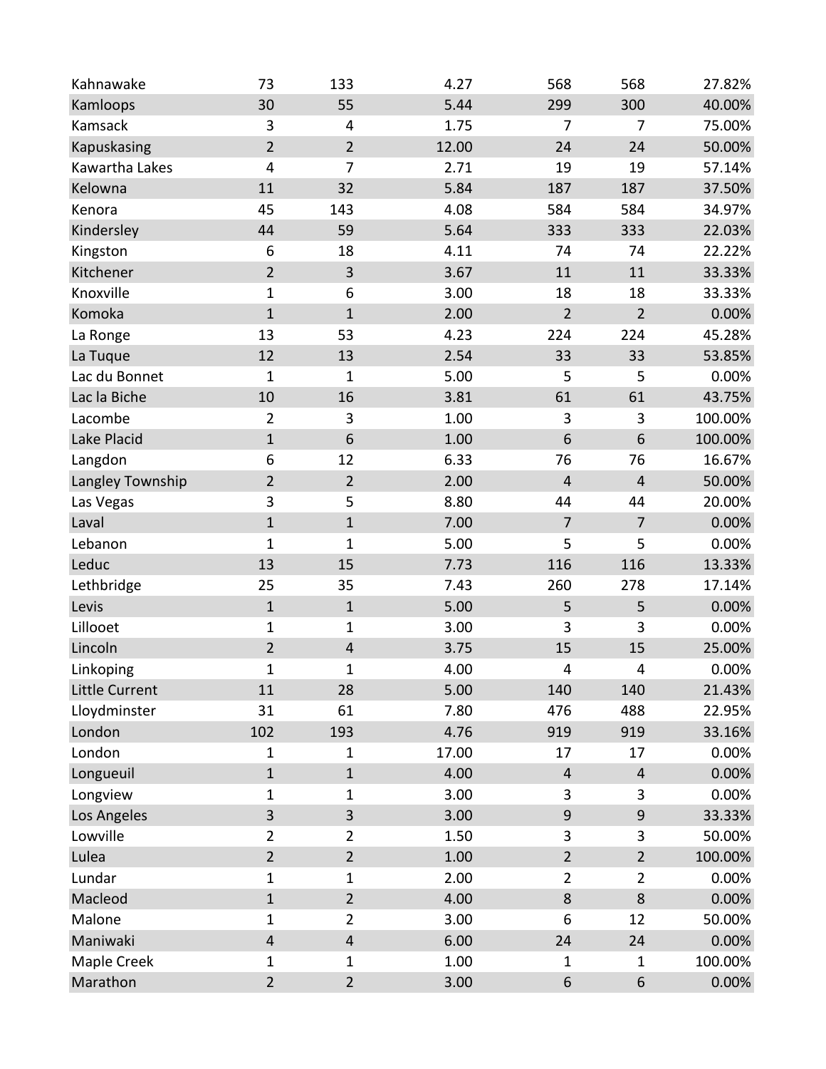| | | | | | | |
|---|---|---|---|---|---|---|
| Kahnawake | 73 | 133 | 4.27 | 568 | 568 | 27.82% |
| Kamloops | 30 | 55 | 5.44 | 299 | 300 | 40.00% |
| Kamsack | 3 | 4 | 1.75 | 7 | 7 | 75.00% |
| Kapuskasing | 2 | 2 | 12.00 | 24 | 24 | 50.00% |
| Kawartha Lakes | 4 | 7 | 2.71 | 19 | 19 | 57.14% |
| Kelowna | 11 | 32 | 5.84 | 187 | 187 | 37.50% |
| Kenora | 45 | 143 | 4.08 | 584 | 584 | 34.97% |
| Kindersley | 44 | 59 | 5.64 | 333 | 333 | 22.03% |
| Kingston | 6 | 18 | 4.11 | 74 | 74 | 22.22% |
| Kitchener | 2 | 3 | 3.67 | 11 | 11 | 33.33% |
| Knoxville | 1 | 6 | 3.00 | 18 | 18 | 33.33% |
| Komoka | 1 | 1 | 2.00 | 2 | 2 | 0.00% |
| La Ronge | 13 | 53 | 4.23 | 224 | 224 | 45.28% |
| La Tuque | 12 | 13 | 2.54 | 33 | 33 | 53.85% |
| Lac du Bonnet | 1 | 1 | 5.00 | 5 | 5 | 0.00% |
| Lac la Biche | 10 | 16 | 3.81 | 61 | 61 | 43.75% |
| Lacombe | 2 | 3 | 1.00 | 3 | 3 | 100.00% |
| Lake Placid | 1 | 6 | 1.00 | 6 | 6 | 100.00% |
| Langdon | 6 | 12 | 6.33 | 76 | 76 | 16.67% |
| Langley Township | 2 | 2 | 2.00 | 4 | 4 | 50.00% |
| Las Vegas | 3 | 5 | 8.80 | 44 | 44 | 20.00% |
| Laval | 1 | 1 | 7.00 | 7 | 7 | 0.00% |
| Lebanon | 1 | 1 | 5.00 | 5 | 5 | 0.00% |
| Leduc | 13 | 15 | 7.73 | 116 | 116 | 13.33% |
| Lethbridge | 25 | 35 | 7.43 | 260 | 278 | 17.14% |
| Levis | 1 | 1 | 5.00 | 5 | 5 | 0.00% |
| Lillooet | 1 | 1 | 3.00 | 3 | 3 | 0.00% |
| Lincoln | 2 | 4 | 3.75 | 15 | 15 | 25.00% |
| Linkoping | 1 | 1 | 4.00 | 4 | 4 | 0.00% |
| Little Current | 11 | 28 | 5.00 | 140 | 140 | 21.43% |
| Lloydminster | 31 | 61 | 7.80 | 476 | 488 | 22.95% |
| London | 102 | 193 | 4.76 | 919 | 919 | 33.16% |
| London | 1 | 1 | 17.00 | 17 | 17 | 0.00% |
| Longueuil | 1 | 1 | 4.00 | 4 | 4 | 0.00% |
| Longview | 1 | 1 | 3.00 | 3 | 3 | 0.00% |
| Los Angeles | 3 | 3 | 3.00 | 9 | 9 | 33.33% |
| Lowville | 2 | 2 | 1.50 | 3 | 3 | 50.00% |
| Lulea | 2 | 2 | 1.00 | 2 | 2 | 100.00% |
| Lundar | 1 | 1 | 2.00 | 2 | 2 | 0.00% |
| Macleod | 1 | 2 | 4.00 | 8 | 8 | 0.00% |
| Malone | 1 | 2 | 3.00 | 6 | 12 | 50.00% |
| Maniwaki | 4 | 4 | 6.00 | 24 | 24 | 0.00% |
| Maple Creek | 1 | 1 | 1.00 | 1 | 1 | 100.00% |
| Marathon | 2 | 2 | 3.00 | 6 | 6 | 0.00% |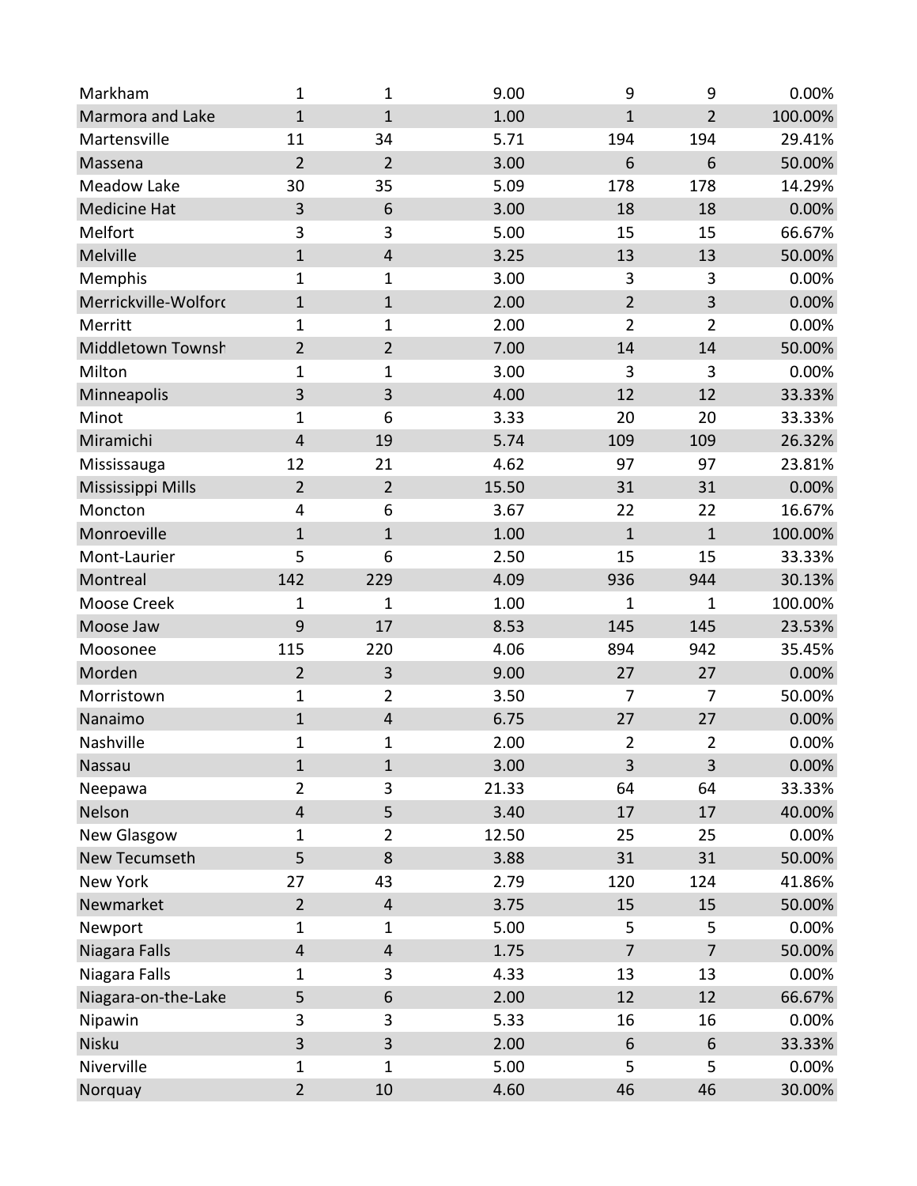| | | | | | | |
|---|---|---|---|---|---|---|
| Markham | 1 | 1 | 9.00 | 9 | 9 | 0.00% |
| Marmora and Lake | 1 | 1 | 1.00 | 1 | 2 | 100.00% |
| Martensville | 11 | 34 | 5.71 | 194 | 194 | 29.41% |
| Massena | 2 | 2 | 3.00 | 6 | 6 | 50.00% |
| Meadow Lake | 30 | 35 | 5.09 | 178 | 178 | 14.29% |
| Medicine Hat | 3 | 6 | 3.00 | 18 | 18 | 0.00% |
| Melfort | 3 | 3 | 5.00 | 15 | 15 | 66.67% |
| Melville | 1 | 4 | 3.25 | 13 | 13 | 50.00% |
| Memphis | 1 | 1 | 3.00 | 3 | 3 | 0.00% |
| Merrickville-Wolforc | 1 | 1 | 2.00 | 2 | 3 | 0.00% |
| Merritt | 1 | 1 | 2.00 | 2 | 2 | 0.00% |
| Middletown Townsh | 2 | 2 | 7.00 | 14 | 14 | 50.00% |
| Milton | 1 | 1 | 3.00 | 3 | 3 | 0.00% |
| Minneapolis | 3 | 3 | 4.00 | 12 | 12 | 33.33% |
| Minot | 1 | 6 | 3.33 | 20 | 20 | 33.33% |
| Miramichi | 4 | 19 | 5.74 | 109 | 109 | 26.32% |
| Mississauga | 12 | 21 | 4.62 | 97 | 97 | 23.81% |
| Mississippi Mills | 2 | 2 | 15.50 | 31 | 31 | 0.00% |
| Moncton | 4 | 6 | 3.67 | 22 | 22 | 16.67% |
| Monroeville | 1 | 1 | 1.00 | 1 | 1 | 100.00% |
| Mont-Laurier | 5 | 6 | 2.50 | 15 | 15 | 33.33% |
| Montreal | 142 | 229 | 4.09 | 936 | 944 | 30.13% |
| Moose Creek | 1 | 1 | 1.00 | 1 | 1 | 100.00% |
| Moose Jaw | 9 | 17 | 8.53 | 145 | 145 | 23.53% |
| Moosonee | 115 | 220 | 4.06 | 894 | 942 | 35.45% |
| Morden | 2 | 3 | 9.00 | 27 | 27 | 0.00% |
| Morristown | 1 | 2 | 3.50 | 7 | 7 | 50.00% |
| Nanaimo | 1 | 4 | 6.75 | 27 | 27 | 0.00% |
| Nashville | 1 | 1 | 2.00 | 2 | 2 | 0.00% |
| Nassau | 1 | 1 | 3.00 | 3 | 3 | 0.00% |
| Neepawa | 2 | 3 | 21.33 | 64 | 64 | 33.33% |
| Nelson | 4 | 5 | 3.40 | 17 | 17 | 40.00% |
| New Glasgow | 1 | 2 | 12.50 | 25 | 25 | 0.00% |
| New Tecumseth | 5 | 8 | 3.88 | 31 | 31 | 50.00% |
| New York | 27 | 43 | 2.79 | 120 | 124 | 41.86% |
| Newmarket | 2 | 4 | 3.75 | 15 | 15 | 50.00% |
| Newport | 1 | 1 | 5.00 | 5 | 5 | 0.00% |
| Niagara Falls | 4 | 4 | 1.75 | 7 | 7 | 50.00% |
| Niagara Falls | 1 | 3 | 4.33 | 13 | 13 | 0.00% |
| Niagara-on-the-Lake | 5 | 6 | 2.00 | 12 | 12 | 66.67% |
| Nipawin | 3 | 3 | 5.33 | 16 | 16 | 0.00% |
| Nisku | 3 | 3 | 2.00 | 6 | 6 | 33.33% |
| Niverville | 1 | 1 | 5.00 | 5 | 5 | 0.00% |
| Norquay | 2 | 10 | 4.60 | 46 | 46 | 30.00% |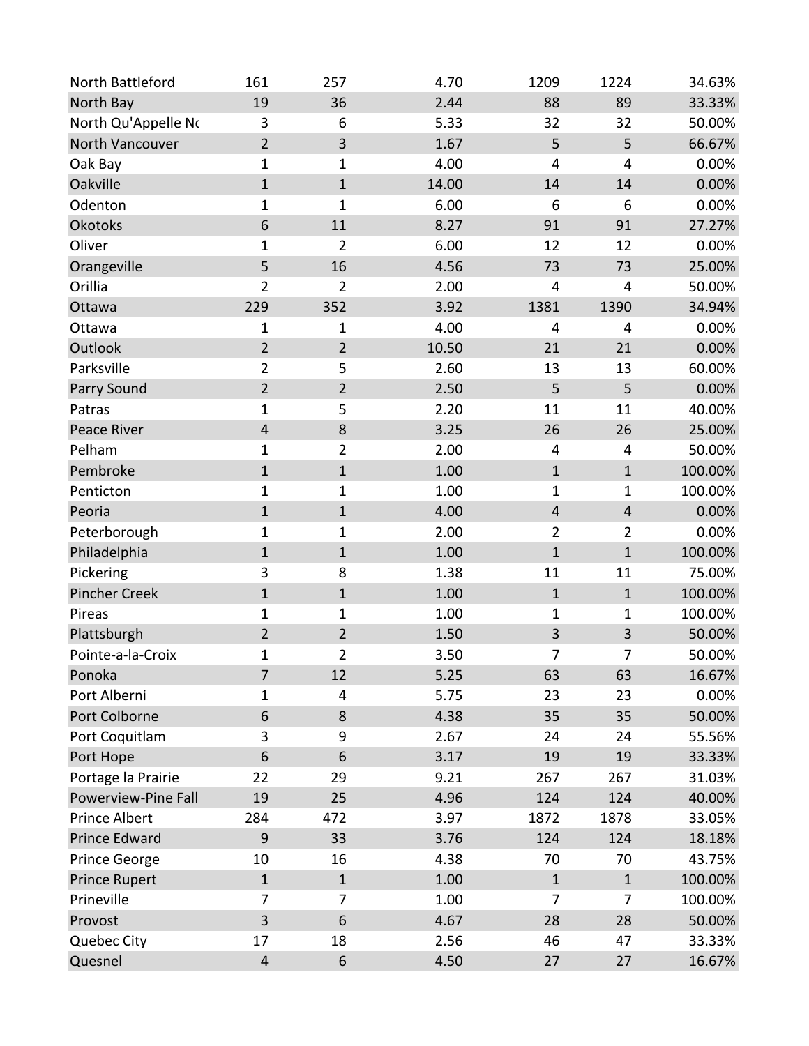| | | | | | | |
|---|---|---|---|---|---|---|
| North Battleford | 161 | 257 | 4.70 | 1209 | 1224 | 34.63% |
| North Bay | 19 | 36 | 2.44 | 88 | 89 | 33.33% |
| North Qu'Appelle Nc | 3 | 6 | 5.33 | 32 | 32 | 50.00% |
| North Vancouver | 2 | 3 | 1.67 | 5 | 5 | 66.67% |
| Oak Bay | 1 | 1 | 4.00 | 4 | 4 | 0.00% |
| Oakville | 1 | 1 | 14.00 | 14 | 14 | 0.00% |
| Odenton | 1 | 1 | 6.00 | 6 | 6 | 0.00% |
| Okotoks | 6 | 11 | 8.27 | 91 | 91 | 27.27% |
| Oliver | 1 | 2 | 6.00 | 12 | 12 | 0.00% |
| Orangeville | 5 | 16 | 4.56 | 73 | 73 | 25.00% |
| Orillia | 2 | 2 | 2.00 | 4 | 4 | 50.00% |
| Ottawa | 229 | 352 | 3.92 | 1381 | 1390 | 34.94% |
| Ottawa | 1 | 1 | 4.00 | 4 | 4 | 0.00% |
| Outlook | 2 | 2 | 10.50 | 21 | 21 | 0.00% |
| Parksville | 2 | 5 | 2.60 | 13 | 13 | 60.00% |
| Parry Sound | 2 | 2 | 2.50 | 5 | 5 | 0.00% |
| Patras | 1 | 5 | 2.20 | 11 | 11 | 40.00% |
| Peace River | 4 | 8 | 3.25 | 26 | 26 | 25.00% |
| Pelham | 1 | 2 | 2.00 | 4 | 4 | 50.00% |
| Pembroke | 1 | 1 | 1.00 | 1 | 1 | 100.00% |
| Penticton | 1 | 1 | 1.00 | 1 | 1 | 100.00% |
| Peoria | 1 | 1 | 4.00 | 4 | 4 | 0.00% |
| Peterborough | 1 | 1 | 2.00 | 2 | 2 | 0.00% |
| Philadelphia | 1 | 1 | 1.00 | 1 | 1 | 100.00% |
| Pickering | 3 | 8 | 1.38 | 11 | 11 | 75.00% |
| Pincher Creek | 1 | 1 | 1.00 | 1 | 1 | 100.00% |
| Pireas | 1 | 1 | 1.00 | 1 | 1 | 100.00% |
| Plattsburgh | 2 | 2 | 1.50 | 3 | 3 | 50.00% |
| Pointe-a-la-Croix | 1 | 2 | 3.50 | 7 | 7 | 50.00% |
| Ponoka | 7 | 12 | 5.25 | 63 | 63 | 16.67% |
| Port Alberni | 1 | 4 | 5.75 | 23 | 23 | 0.00% |
| Port Colborne | 6 | 8 | 4.38 | 35 | 35 | 50.00% |
| Port Coquitlam | 3 | 9 | 2.67 | 24 | 24 | 55.56% |
| Port Hope | 6 | 6 | 3.17 | 19 | 19 | 33.33% |
| Portage la Prairie | 22 | 29 | 9.21 | 267 | 267 | 31.03% |
| Powerview-Pine Fall | 19 | 25 | 4.96 | 124 | 124 | 40.00% |
| Prince Albert | 284 | 472 | 3.97 | 1872 | 1878 | 33.05% |
| Prince Edward | 9 | 33 | 3.76 | 124 | 124 | 18.18% |
| Prince George | 10 | 16 | 4.38 | 70 | 70 | 43.75% |
| Prince Rupert | 1 | 1 | 1.00 | 1 | 1 | 100.00% |
| Prineville | 7 | 7 | 1.00 | 7 | 7 | 100.00% |
| Provost | 3 | 6 | 4.67 | 28 | 28 | 50.00% |
| Quebec City | 17 | 18 | 2.56 | 46 | 47 | 33.33% |
| Quesnel | 4 | 6 | 4.50 | 27 | 27 | 16.67% |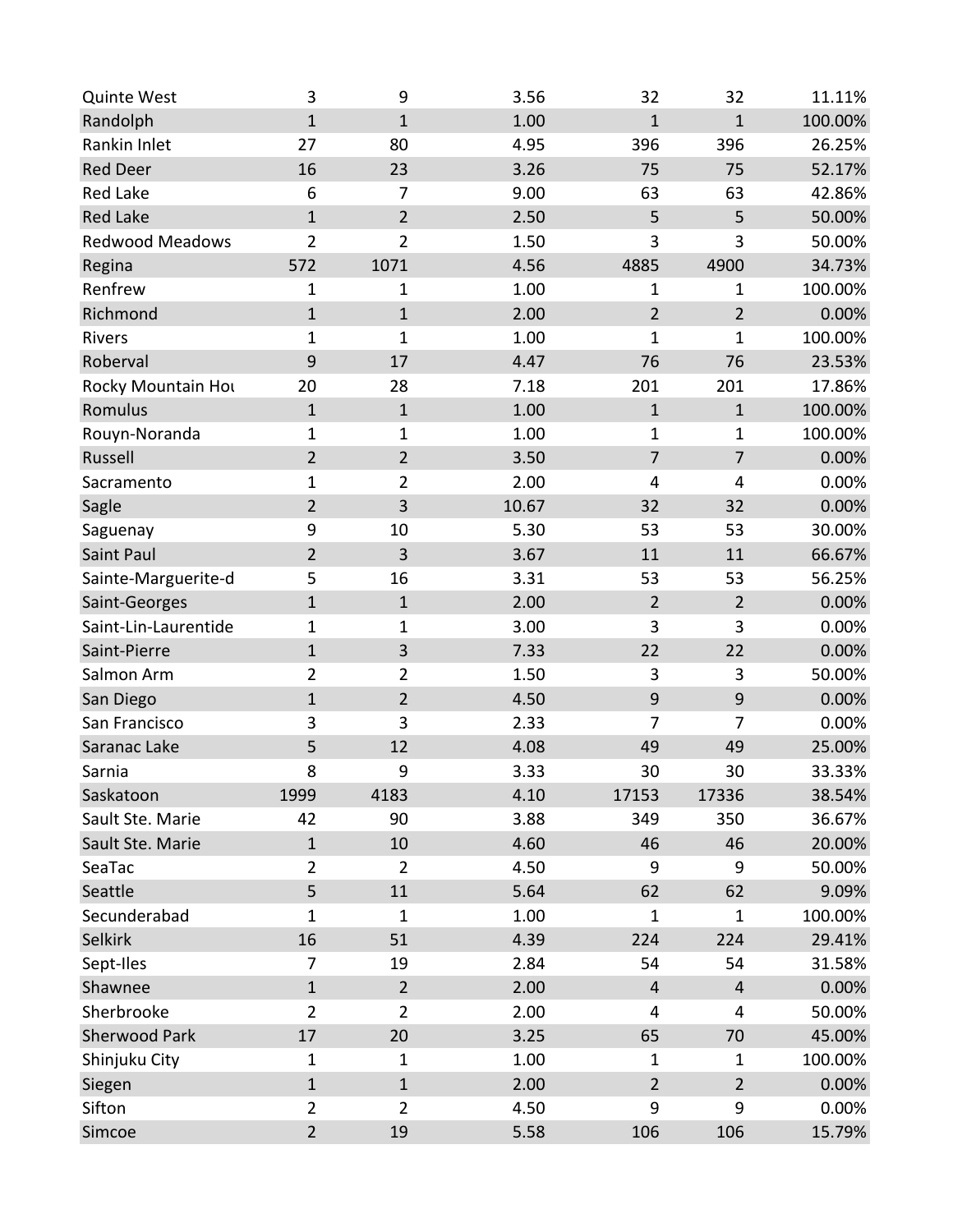| | | | | | | |
|---|---|---|---|---|---|---|
| Quinte West | 3 | 9 | 3.56 | 32 | 32 | 11.11% |
| Randolph | 1 | 1 | 1.00 | 1 | 1 | 100.00% |
| Rankin Inlet | 27 | 80 | 4.95 | 396 | 396 | 26.25% |
| Red Deer | 16 | 23 | 3.26 | 75 | 75 | 52.17% |
| Red Lake | 6 | 7 | 9.00 | 63 | 63 | 42.86% |
| Red Lake | 1 | 2 | 2.50 | 5 | 5 | 50.00% |
| Redwood Meadows | 2 | 2 | 1.50 | 3 | 3 | 50.00% |
| Regina | 572 | 1071 | 4.56 | 4885 | 4900 | 34.73% |
| Renfrew | 1 | 1 | 1.00 | 1 | 1 | 100.00% |
| Richmond | 1 | 1 | 2.00 | 2 | 2 | 0.00% |
| Rivers | 1 | 1 | 1.00 | 1 | 1 | 100.00% |
| Roberval | 9 | 17 | 4.47 | 76 | 76 | 23.53% |
| Rocky Mountain Hou | 20 | 28 | 7.18 | 201 | 201 | 17.86% |
| Romulus | 1 | 1 | 1.00 | 1 | 1 | 100.00% |
| Rouyn-Noranda | 1 | 1 | 1.00 | 1 | 1 | 100.00% |
| Russell | 2 | 2 | 3.50 | 7 | 7 | 0.00% |
| Sacramento | 1 | 2 | 2.00 | 4 | 4 | 0.00% |
| Sagle | 2 | 3 | 10.67 | 32 | 32 | 0.00% |
| Saguenay | 9 | 10 | 5.30 | 53 | 53 | 30.00% |
| Saint Paul | 2 | 3 | 3.67 | 11 | 11 | 66.67% |
| Sainte-Marguerite-d | 5 | 16 | 3.31 | 53 | 53 | 56.25% |
| Saint-Georges | 1 | 1 | 2.00 | 2 | 2 | 0.00% |
| Saint-Lin-Laurentide | 1 | 1 | 3.00 | 3 | 3 | 0.00% |
| Saint-Pierre | 1 | 3 | 7.33 | 22 | 22 | 0.00% |
| Salmon Arm | 2 | 2 | 1.50 | 3 | 3 | 50.00% |
| San Diego | 1 | 2 | 4.50 | 9 | 9 | 0.00% |
| San Francisco | 3 | 3 | 2.33 | 7 | 7 | 0.00% |
| Saranac Lake | 5 | 12 | 4.08 | 49 | 49 | 25.00% |
| Sarnia | 8 | 9 | 3.33 | 30 | 30 | 33.33% |
| Saskatoon | 1999 | 4183 | 4.10 | 17153 | 17336 | 38.54% |
| Sault Ste. Marie | 42 | 90 | 3.88 | 349 | 350 | 36.67% |
| Sault Ste. Marie | 1 | 10 | 4.60 | 46 | 46 | 20.00% |
| SeaTac | 2 | 2 | 4.50 | 9 | 9 | 50.00% |
| Seattle | 5 | 11 | 5.64 | 62 | 62 | 9.09% |
| Secunderabad | 1 | 1 | 1.00 | 1 | 1 | 100.00% |
| Selkirk | 16 | 51 | 4.39 | 224 | 224 | 29.41% |
| Sept-Iles | 7 | 19 | 2.84 | 54 | 54 | 31.58% |
| Shawnee | 1 | 2 | 2.00 | 4 | 4 | 0.00% |
| Sherbrooke | 2 | 2 | 2.00 | 4 | 4 | 50.00% |
| Sherwood Park | 17 | 20 | 3.25 | 65 | 70 | 45.00% |
| Shinjuku City | 1 | 1 | 1.00 | 1 | 1 | 100.00% |
| Siegen | 1 | 1 | 2.00 | 2 | 2 | 0.00% |
| Sifton | 2 | 2 | 4.50 | 9 | 9 | 0.00% |
| Simcoe | 2 | 19 | 5.58 | 106 | 106 | 15.79% |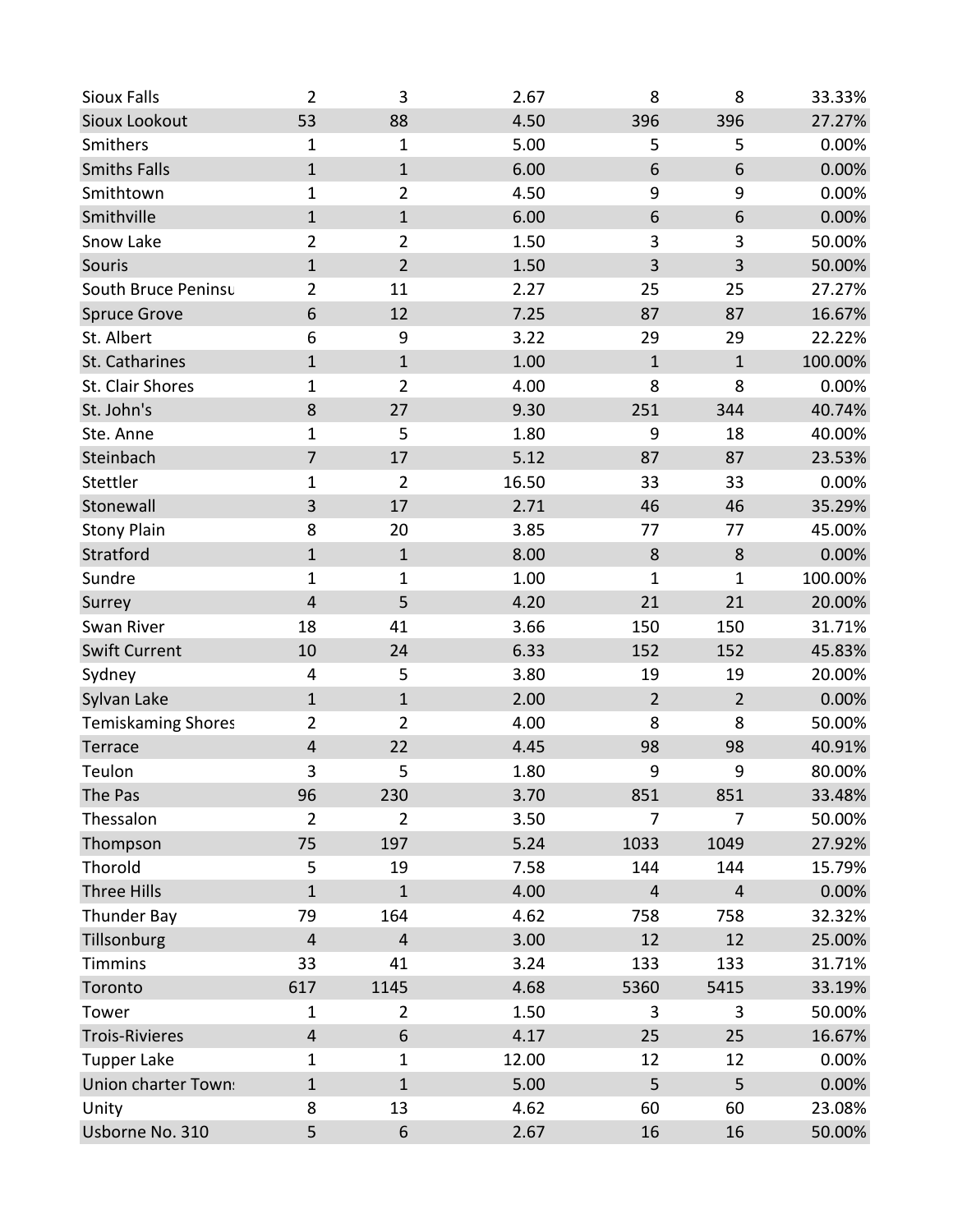| | | | | | | |
|---|---|---|---|---|---|---|
| Sioux Falls | 2 | 3 | 2.67 | 8 | 8 | 33.33% |
| Sioux Lookout | 53 | 88 | 4.50 | 396 | 396 | 27.27% |
| Smithers | 1 | 1 | 5.00 | 5 | 5 | 0.00% |
| Smiths Falls | 1 | 1 | 6.00 | 6 | 6 | 0.00% |
| Smithtown | 1 | 2 | 4.50 | 9 | 9 | 0.00% |
| Smithville | 1 | 1 | 6.00 | 6 | 6 | 0.00% |
| Snow Lake | 2 | 2 | 1.50 | 3 | 3 | 50.00% |
| Souris | 1 | 2 | 1.50 | 3 | 3 | 50.00% |
| South Bruce Peninsu | 2 | 11 | 2.27 | 25 | 25 | 27.27% |
| Spruce Grove | 6 | 12 | 7.25 | 87 | 87 | 16.67% |
| St. Albert | 6 | 9 | 3.22 | 29 | 29 | 22.22% |
| St. Catharines | 1 | 1 | 1.00 | 1 | 1 | 100.00% |
| St. Clair Shores | 1 | 2 | 4.00 | 8 | 8 | 0.00% |
| St. John's | 8 | 27 | 9.30 | 251 | 344 | 40.74% |
| Ste. Anne | 1 | 5 | 1.80 | 9 | 18 | 40.00% |
| Steinbach | 7 | 17 | 5.12 | 87 | 87 | 23.53% |
| Stettler | 1 | 2 | 16.50 | 33 | 33 | 0.00% |
| Stonewall | 3 | 17 | 2.71 | 46 | 46 | 35.29% |
| Stony Plain | 8 | 20 | 3.85 | 77 | 77 | 45.00% |
| Stratford | 1 | 1 | 8.00 | 8 | 8 | 0.00% |
| Sundre | 1 | 1 | 1.00 | 1 | 1 | 100.00% |
| Surrey | 4 | 5 | 4.20 | 21 | 21 | 20.00% |
| Swan River | 18 | 41 | 3.66 | 150 | 150 | 31.71% |
| Swift Current | 10 | 24 | 6.33 | 152 | 152 | 45.83% |
| Sydney | 4 | 5 | 3.80 | 19 | 19 | 20.00% |
| Sylvan Lake | 1 | 1 | 2.00 | 2 | 2 | 0.00% |
| Temiskaming Shores | 2 | 2 | 4.00 | 8 | 8 | 50.00% |
| Terrace | 4 | 22 | 4.45 | 98 | 98 | 40.91% |
| Teulon | 3 | 5 | 1.80 | 9 | 9 | 80.00% |
| The Pas | 96 | 230 | 3.70 | 851 | 851 | 33.48% |
| Thessalon | 2 | 2 | 3.50 | 7 | 7 | 50.00% |
| Thompson | 75 | 197 | 5.24 | 1033 | 1049 | 27.92% |
| Thorold | 5 | 19 | 7.58 | 144 | 144 | 15.79% |
| Three Hills | 1 | 1 | 4.00 | 4 | 4 | 0.00% |
| Thunder Bay | 79 | 164 | 4.62 | 758 | 758 | 32.32% |
| Tillsonburg | 4 | 4 | 3.00 | 12 | 12 | 25.00% |
| Timmins | 33 | 41 | 3.24 | 133 | 133 | 31.71% |
| Toronto | 617 | 1145 | 4.68 | 5360 | 5415 | 33.19% |
| Tower | 1 | 2 | 1.50 | 3 | 3 | 50.00% |
| Trois-Rivieres | 4 | 6 | 4.17 | 25 | 25 | 16.67% |
| Tupper Lake | 1 | 1 | 12.00 | 12 | 12 | 0.00% |
| Union charter Town | 1 | 1 | 5.00 | 5 | 5 | 0.00% |
| Unity | 8 | 13 | 4.62 | 60 | 60 | 23.08% |
| Usborne No. 310 | 5 | 6 | 2.67 | 16 | 16 | 50.00% |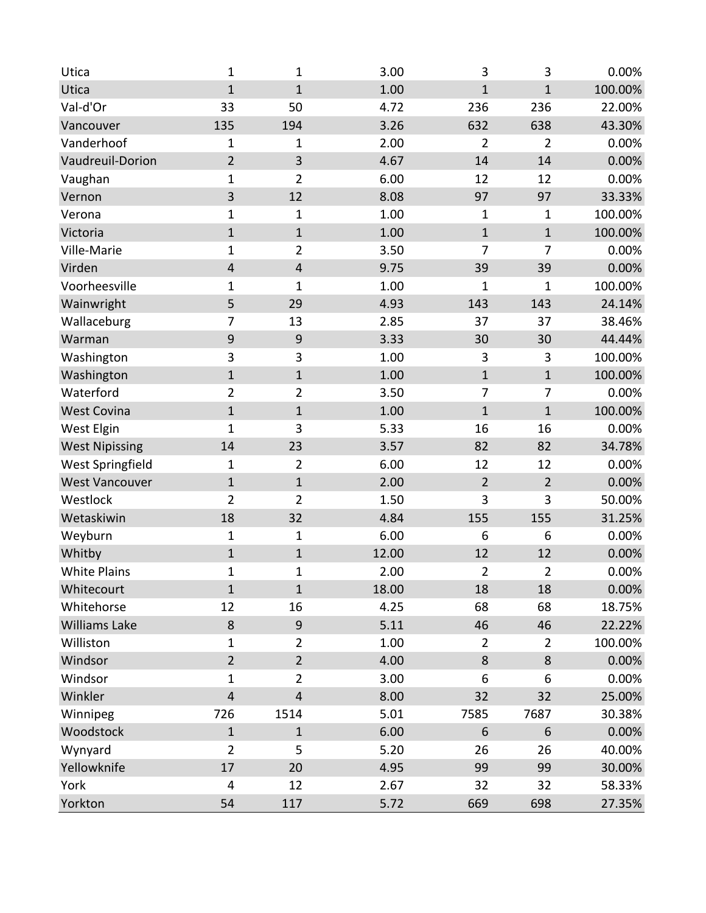| | | | | | | |
|---|---|---|---|---|---|---|
| Utica | 1 | 1 | 3.00 | 3 | 3 | 0.00% |
| Utica | 1 | 1 | 1.00 | 1 | 1 | 100.00% |
| Val-d'Or | 33 | 50 | 4.72 | 236 | 236 | 22.00% |
| Vancouver | 135 | 194 | 3.26 | 632 | 638 | 43.30% |
| Vanderhoof | 1 | 1 | 2.00 | 2 | 2 | 0.00% |
| Vaudreuil-Dorion | 2 | 3 | 4.67 | 14 | 14 | 0.00% |
| Vaughan | 1 | 2 | 6.00 | 12 | 12 | 0.00% |
| Vernon | 3 | 12 | 8.08 | 97 | 97 | 33.33% |
| Verona | 1 | 1 | 1.00 | 1 | 1 | 100.00% |
| Victoria | 1 | 1 | 1.00 | 1 | 1 | 100.00% |
| Ville-Marie | 1 | 2 | 3.50 | 7 | 7 | 0.00% |
| Virden | 4 | 4 | 9.75 | 39 | 39 | 0.00% |
| Voorheesville | 1 | 1 | 1.00 | 1 | 1 | 100.00% |
| Wainwright | 5 | 29 | 4.93 | 143 | 143 | 24.14% |
| Wallaceburg | 7 | 13 | 2.85 | 37 | 37 | 38.46% |
| Warman | 9 | 9 | 3.33 | 30 | 30 | 44.44% |
| Washington | 3 | 3 | 1.00 | 3 | 3 | 100.00% |
| Washington | 1 | 1 | 1.00 | 1 | 1 | 100.00% |
| Waterford | 2 | 2 | 3.50 | 7 | 7 | 0.00% |
| West Covina | 1 | 1 | 1.00 | 1 | 1 | 100.00% |
| West Elgin | 1 | 3 | 5.33 | 16 | 16 | 0.00% |
| West Nipissing | 14 | 23 | 3.57 | 82 | 82 | 34.78% |
| West Springfield | 1 | 2 | 6.00 | 12 | 12 | 0.00% |
| West Vancouver | 1 | 1 | 2.00 | 2 | 2 | 0.00% |
| Westlock | 2 | 2 | 1.50 | 3 | 3 | 50.00% |
| Wetaskiwin | 18 | 32 | 4.84 | 155 | 155 | 31.25% |
| Weyburn | 1 | 1 | 6.00 | 6 | 6 | 0.00% |
| Whitby | 1 | 1 | 12.00 | 12 | 12 | 0.00% |
| White Plains | 1 | 1 | 2.00 | 2 | 2 | 0.00% |
| Whitecourt | 1 | 1 | 18.00 | 18 | 18 | 0.00% |
| Whitehorse | 12 | 16 | 4.25 | 68 | 68 | 18.75% |
| Williams Lake | 8 | 9 | 5.11 | 46 | 46 | 22.22% |
| Williston | 1 | 2 | 1.00 | 2 | 2 | 100.00% |
| Windsor | 2 | 2 | 4.00 | 8 | 8 | 0.00% |
| Windsor | 1 | 2 | 3.00 | 6 | 6 | 0.00% |
| Winkler | 4 | 4 | 8.00 | 32 | 32 | 25.00% |
| Winnipeg | 726 | 1514 | 5.01 | 7585 | 7687 | 30.38% |
| Woodstock | 1 | 1 | 6.00 | 6 | 6 | 0.00% |
| Wynyard | 2 | 5 | 5.20 | 26 | 26 | 40.00% |
| Yellowknife | 17 | 20 | 4.95 | 99 | 99 | 30.00% |
| York | 4 | 12 | 2.67 | 32 | 32 | 58.33% |
| Yorkton | 54 | 117 | 5.72 | 669 | 698 | 27.35% |